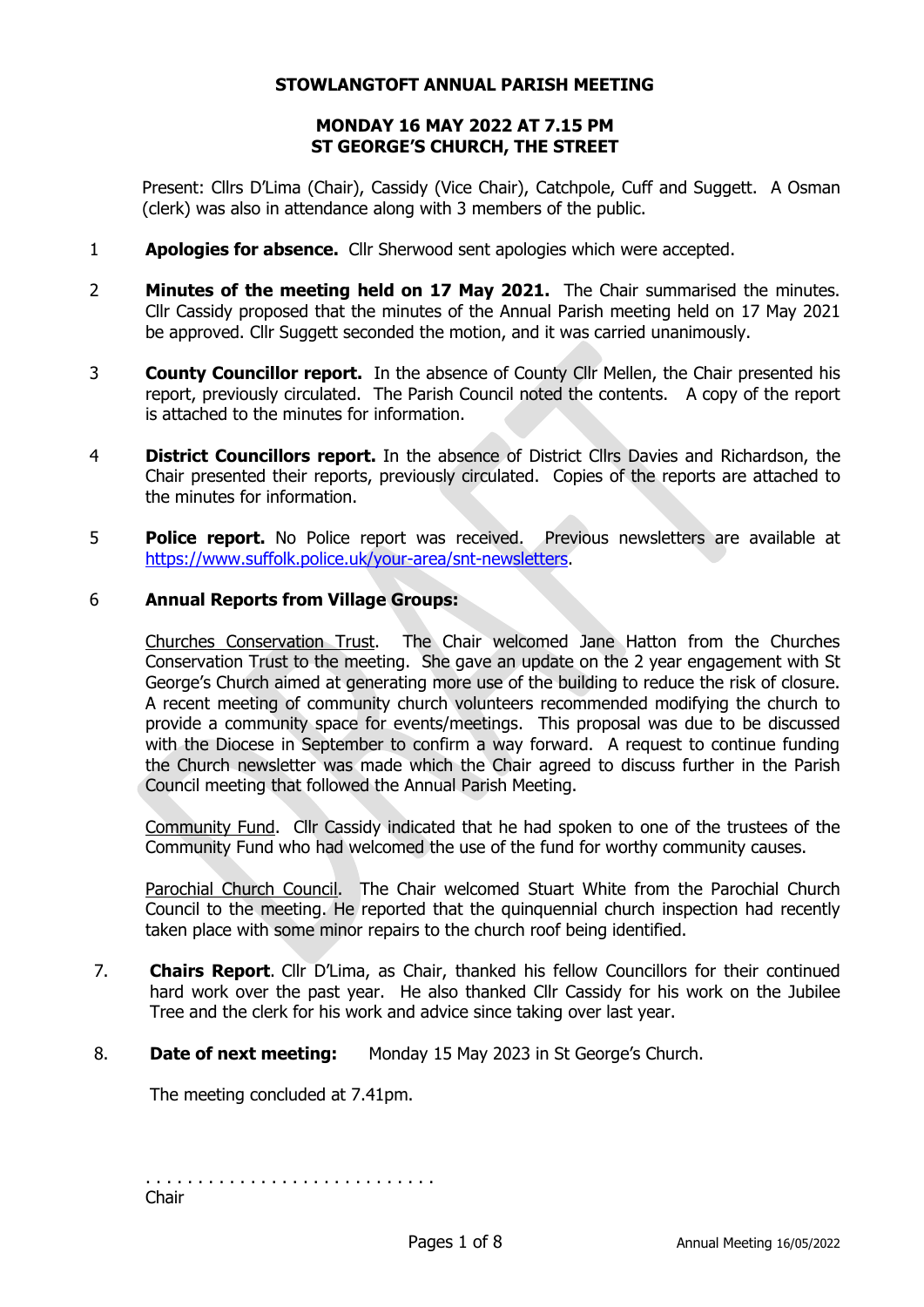# STOWLANGTOFT ANNUAL PARISH MEETING

## MONDAY 16 MAY 2022 AT 7.15 PM
## ST GEORGE'S CHURCH, THE STREET

Present: Cllrs D'Lima (Chair), Cassidy (Vice Chair), Catchpole, Cuff and Suggett. A Osman (clerk) was also in attendance along with 3 members of the public.

1 **Apologies for absence.** Cllr Sherwood sent apologies which were accepted.

2 **Minutes of the meeting held on 17 May 2021.** The Chair summarised the minutes. Cllr Cassidy proposed that the minutes of the Annual Parish meeting held on 17 May 2021 be approved. Cllr Suggett seconded the motion, and it was carried unanimously.

3 **County Councillor report.** In the absence of County Cllr Mellen, the Chair presented his report, previously circulated. The Parish Council noted the contents. A copy of the report is attached to the minutes for information.

4 **District Councillors report.** In the absence of District Cllrs Davies and Richardson, the Chair presented their reports, previously circulated. Copies of the reports are attached to the minutes for information.

5 **Police report.** No Police report was received. Previous newsletters are available at https://www.suffolk.police.uk/your-area/snt-newsletters.

6 **Annual Reports from Village Groups:**

Churches Conservation Trust. The Chair welcomed Jane Hatton from the Churches Conservation Trust to the meeting. She gave an update on the 2 year engagement with St George's Church aimed at generating more use of the building to reduce the risk of closure. A recent meeting of community church volunteers recommended modifying the church to provide a community space for events/meetings. This proposal was due to be discussed with the Diocese in September to confirm a way forward. A request to continue funding the Church newsletter was made which the Chair agreed to discuss further in the Parish Council meeting that followed the Annual Parish Meeting.

Community Fund. Cllr Cassidy indicated that he had spoken to one of the trustees of the Community Fund who had welcomed the use of the fund for worthy community causes.

Parochial Church Council. The Chair welcomed Stuart White from the Parochial Church Council to the meeting. He reported that the quinquennial church inspection had recently taken place with some minor repairs to the church roof being identified.

7. **Chairs Report**. Cllr D'Lima, as Chair, thanked his fellow Councillors for their continued hard work over the past year. He also thanked Cllr Cassidy for his work on the Jubilee Tree and the clerk for his work and advice since taking over last year.

8. **Date of next meeting:** Monday 15 May 2023 in St George's Church.

The meeting concluded at 7.41pm.

. . . . . . . . . . . . . . . . . . . . . . . . . . .
Chair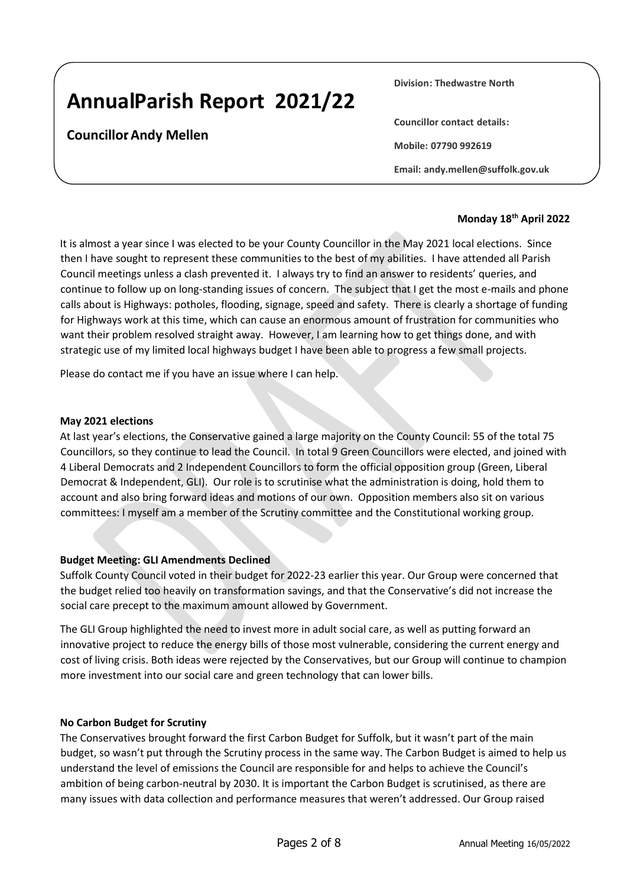# AnnualParish Report 2021/22

**Councillor Andy Mellen**

**Division: Thedwastre North**

**Councillor contact details:**

**Mobile: 07790 992619**

**Email: andy.mellen@suffolk.gov.uk**

**Monday 18th April 2022**

It is almost a year since I was elected to be your County Councillor in the May 2021 local elections. Since then I have sought to represent these communities to the best of my abilities. I have attended all Parish Council meetings unless a clash prevented it. I always try to find an answer to residents' queries, and continue to follow up on long-standing issues of concern. The subject that I get the most e-mails and phone calls about is Highways: potholes, flooding, signage, speed and safety. There is clearly a shortage of funding for Highways work at this time, which can cause an enormous amount of frustration for communities who want their problem resolved straight away. However, I am learning how to get things done, and with strategic use of my limited local highways budget I have been able to progress a few small projects.

Please do contact me if you have an issue where I can help.

**May 2021 elections**

At last year's elections, the Conservative gained a large majority on the County Council: 55 of the total 75 Councillors, so they continue to lead the Council. In total 9 Green Councillors were elected, and joined with 4 Liberal Democrats and 2 Independent Councillors to form the official opposition group (Green, Liberal Democrat & Independent, GLI). Our role is to scrutinise what the administration is doing, hold them to account and also bring forward ideas and motions of our own. Opposition members also sit on various committees: I myself am a member of the Scrutiny committee and the Constitutional working group.

**Budget Meeting: GLI Amendments Declined**

Suffolk County Council voted in their budget for 2022-23 earlier this year. Our Group were concerned that the budget relied too heavily on transformation savings, and that the Conservative's did not increase the social care precept to the maximum amount allowed by Government.

The GLI Group highlighted the need to invest more in adult social care, as well as putting forward an innovative project to reduce the energy bills of those most vulnerable, considering the current energy and cost of living crisis. Both ideas were rejected by the Conservatives, but our Group will continue to champion more investment into our social care and green technology that can lower bills.

**No Carbon Budget for Scrutiny**

The Conservatives brought forward the first Carbon Budget for Suffolk, but it wasn't part of the main budget, so wasn't put through the Scrutiny process in the same way. The Carbon Budget is aimed to help us understand the level of emissions the Council are responsible for and helps to achieve the Council's ambition of being carbon-neutral by 2030. It is important the Carbon Budget is scrutinised, as there are many issues with data collection and performance measures that weren't addressed. Our Group raised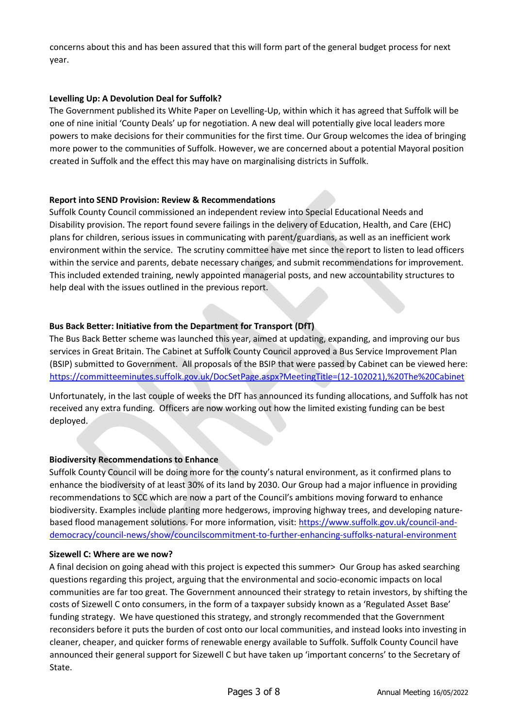concerns about this and has been assured that this will form part of the general budget process for next year.

**Levelling Up: A Devolution Deal for Suffolk?**

The Government published its White Paper on Levelling-Up, within which it has agreed that Suffolk will be one of nine initial 'County Deals' up for negotiation. A new deal will potentially give local leaders more powers to make decisions for their communities for the first time. Our Group welcomes the idea of bringing more power to the communities of Suffolk. However, we are concerned about a potential Mayoral position created in Suffolk and the effect this may have on marginalising districts in Suffolk.

**Report into SEND Provision: Review & Recommendations**

Suffolk County Council commissioned an independent review into Special Educational Needs and Disability provision. The report found severe failings in the delivery of Education, Health, and Care (EHC) plans for children, serious issues in communicating with parent/guardians, as well as an inefficient work environment within the service. The scrutiny committee have met since the report to listen to lead officers within the service and parents, debate necessary changes, and submit recommendations for improvement. This included extended training, newly appointed managerial posts, and new accountability structures to help deal with the issues outlined in the previous report.

**Bus Back Better: Initiative from the Department for Transport (DfT)**

The Bus Back Better scheme was launched this year, aimed at updating, expanding, and improving our bus services in Great Britain. The Cabinet at Suffolk County Council approved a Bus Service Improvement Plan (BSIP) submitted to Government. All proposals of the BSIP that were passed by Cabinet can be viewed here: https://committeeminutes.suffolk.gov.uk/DocSetPage.aspx?MeetingTitle=(12-102021),%20The%20Cabinet

Unfortunately, in the last couple of weeks the DfT has announced its funding allocations, and Suffolk has not received any extra funding. Officers are now working out how the limited existing funding can be best deployed.

**Biodiversity Recommendations to Enhance**

Suffolk County Council will be doing more for the county's natural environment, as it confirmed plans to enhance the biodiversity of at least 30% of its land by 2030. Our Group had a major influence in providing recommendations to SCC which are now a part of the Council's ambitions moving forward to enhance biodiversity. Examples include planting more hedgerows, improving highway trees, and developing nature-based flood management solutions. For more information, visit: https://www.suffolk.gov.uk/council-and-democracy/council-news/show/councilscommitment-to-further-enhancing-suffolks-natural-environment

**Sizewell C: Where are we now?**

A final decision on going ahead with this project is expected this summer> Our Group has asked searching questions regarding this project, arguing that the environmental and socio-economic impacts on local communities are far too great. The Government announced their strategy to retain investors, by shifting the costs of Sizewell C onto consumers, in the form of a taxpayer subsidy known as a 'Regulated Asset Base' funding strategy. We have questioned this strategy, and strongly recommended that the Government reconsiders before it puts the burden of cost onto our local communities, and instead looks into investing in cleaner, cheaper, and quicker forms of renewable energy available to Suffolk. Suffolk County Council have announced their general support for Sizewell C but have taken up 'important concerns' to the Secretary of State.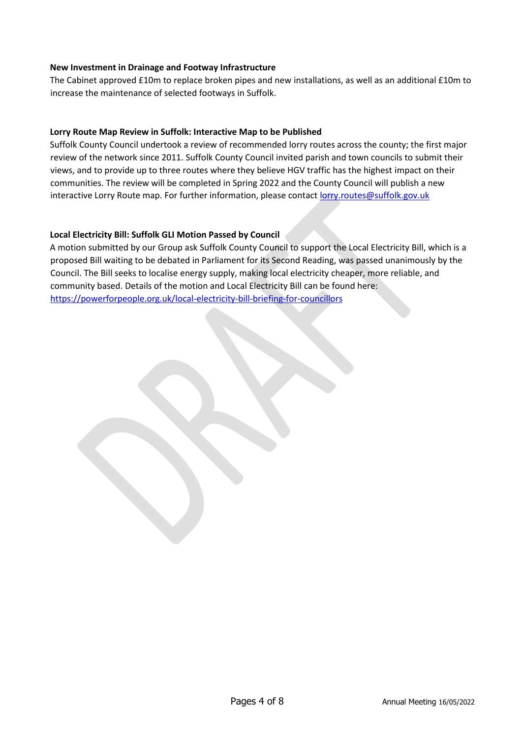**New Investment in Drainage and Footway Infrastructure**

The Cabinet approved £10m to replace broken pipes and new installations, as well as an additional £10m to increase the maintenance of selected footways in Suffolk.

**Lorry Route Map Review in Suffolk: Interactive Map to be Published**

Suffolk County Council undertook a review of recommended lorry routes across the county; the first major review of the network since 2011. Suffolk County Council invited parish and town councils to submit their views, and to provide up to three routes where they believe HGV traffic has the highest impact on their communities. The review will be completed in Spring 2022 and the County Council will publish a new interactive Lorry Route map. For further information, please contact lorry.routes@suffolk.gov.uk

**Local Electricity Bill: Suffolk GLI Motion Passed by Council**

A motion submitted by our Group ask Suffolk County Council to support the Local Electricity Bill, which is a proposed Bill waiting to be debated in Parliament for its Second Reading, was passed unanimously by the Council. The Bill seeks to localise energy supply, making local electricity cheaper, more reliable, and community based. Details of the motion and Local Electricity Bill can be found here: https://powerforpeople.org.uk/local-electricity-bill-briefing-for-councillors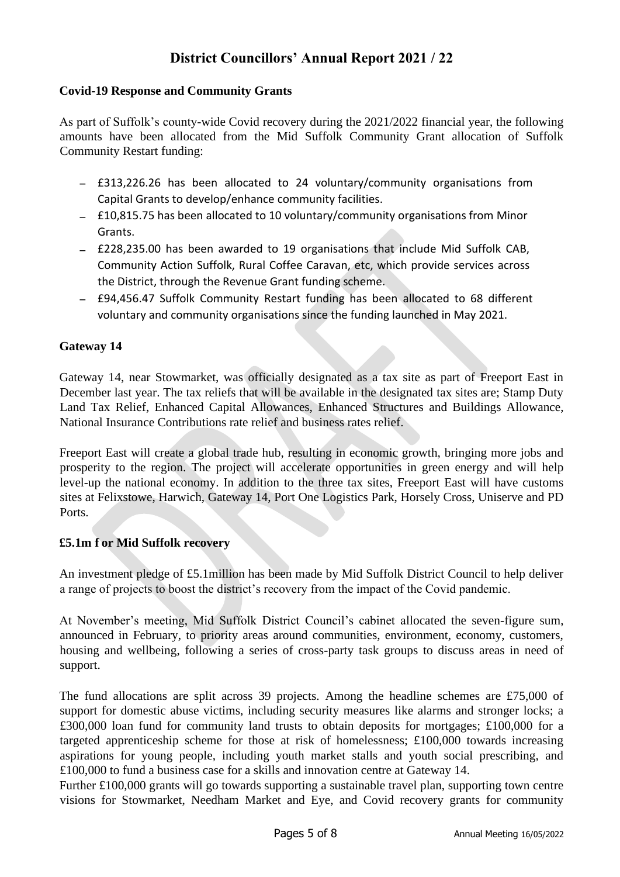# District Councillors' Annual Report 2021 / 22

### Covid-19 Response and Community Grants

As part of Suffolk's county-wide Covid recovery during the 2021/2022 financial year, the following amounts have been allocated from the Mid Suffolk Community Grant allocation of Suffolk Community Restart funding:

- £313,226.26 has been allocated to 24 voluntary/community organisations from Capital Grants to develop/enhance community facilities.
- £10,815.75 has been allocated to 10 voluntary/community organisations from Minor Grants.
- £228,235.00 has been awarded to 19 organisations that include Mid Suffolk CAB, Community Action Suffolk, Rural Coffee Caravan, etc, which provide services across the District, through the Revenue Grant funding scheme.
- £94,456.47 Suffolk Community Restart funding has been allocated to 68 different voluntary and community organisations since the funding launched in May 2021.

### Gateway 14

Gateway 14, near Stowmarket, was officially designated as a tax site as part of Freeport East in December last year. The tax reliefs that will be available in the designated tax sites are; Stamp Duty Land Tax Relief, Enhanced Capital Allowances, Enhanced Structures and Buildings Allowance, National Insurance Contributions rate relief and business rates relief.

Freeport East will create a global trade hub, resulting in economic growth, bringing more jobs and prosperity to the region. The project will accelerate opportunities in green energy and will help level-up the national economy. In addition to the three tax sites, Freeport East will have customs sites at Felixstowe, Harwich, Gateway 14, Port One Logistics Park, Horsely Cross, Uniserve and PD Ports.

### £5.1m f or Mid Suffolk recovery

An investment pledge of £5.1million has been made by Mid Suffolk District Council to help deliver a range of projects to boost the district's recovery from the impact of the Covid pandemic.

At November's meeting, Mid Suffolk District Council's cabinet allocated the seven-figure sum, announced in February, to priority areas around communities, environment, economy, customers, housing and wellbeing, following a series of cross-party task groups to discuss areas in need of support.

The fund allocations are split across 39 projects. Among the headline schemes are £75,000 of support for domestic abuse victims, including security measures like alarms and stronger locks; a £300,000 loan fund for community land trusts to obtain deposits for mortgages; £100,000 for a targeted apprenticeship scheme for those at risk of homelessness; £100,000 towards increasing aspirations for young people, including youth market stalls and youth social prescribing, and £100,000 to fund a business case for a skills and innovation centre at Gateway 14.
Further £100,000 grants will go towards supporting a sustainable travel plan, supporting town centre visions for Stowmarket, Needham Market and Eye, and Covid recovery grants for community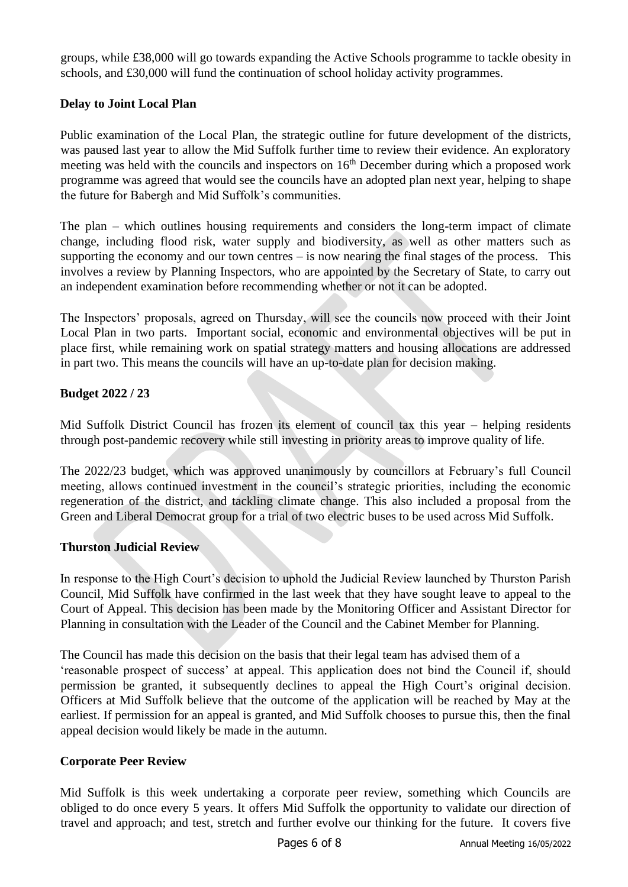groups, while £38,000 will go towards expanding the Active Schools programme to tackle obesity in schools, and £30,000 will fund the continuation of school holiday activity programmes.

**Delay to Joint Local Plan**

Public examination of the Local Plan, the strategic outline for future development of the districts, was paused last year to allow the Mid Suffolk further time to review their evidence. An exploratory meeting was held with the councils and inspectors on 16th December during which a proposed work programme was agreed that would see the councils have an adopted plan next year, helping to shape the future for Babergh and Mid Suffolk's communities.

The plan – which outlines housing requirements and considers the long-term impact of climate change, including flood risk, water supply and biodiversity, as well as other matters such as supporting the economy and our town centres – is now nearing the final stages of the process. This involves a review by Planning Inspectors, who are appointed by the Secretary of State, to carry out an independent examination before recommending whether or not it can be adopted.

The Inspectors' proposals, agreed on Thursday, will see the councils now proceed with their Joint Local Plan in two parts. Important social, economic and environmental objectives will be put in place first, while remaining work on spatial strategy matters and housing allocations are addressed in part two. This means the councils will have an up-to-date plan for decision making.

**Budget 2022 / 23**

Mid Suffolk District Council has frozen its element of council tax this year – helping residents through post-pandemic recovery while still investing in priority areas to improve quality of life.

The 2022/23 budget, which was approved unanimously by councillors at February's full Council meeting, allows continued investment in the council's strategic priorities, including the economic regeneration of the district, and tackling climate change. This also included a proposal from the Green and Liberal Democrat group for a trial of two electric buses to be used across Mid Suffolk.

**Thurston Judicial Review**

In response to the High Court's decision to uphold the Judicial Review launched by Thurston Parish Council, Mid Suffolk have confirmed in the last week that they have sought leave to appeal to the Court of Appeal. This decision has been made by the Monitoring Officer and Assistant Director for Planning in consultation with the Leader of the Council and the Cabinet Member for Planning.

The Council has made this decision on the basis that their legal team has advised them of a 'reasonable prospect of success' at appeal. This application does not bind the Council if, should permission be granted, it subsequently declines to appeal the High Court's original decision. Officers at Mid Suffolk believe that the outcome of the application will be reached by May at the earliest. If permission for an appeal is granted, and Mid Suffolk chooses to pursue this, then the final appeal decision would likely be made in the autumn.

**Corporate Peer Review**

Mid Suffolk is this week undertaking a corporate peer review, something which Councils are obliged to do once every 5 years. It offers Mid Suffolk the opportunity to validate our direction of travel and approach; and test, stretch and further evolve our thinking for the future. It covers five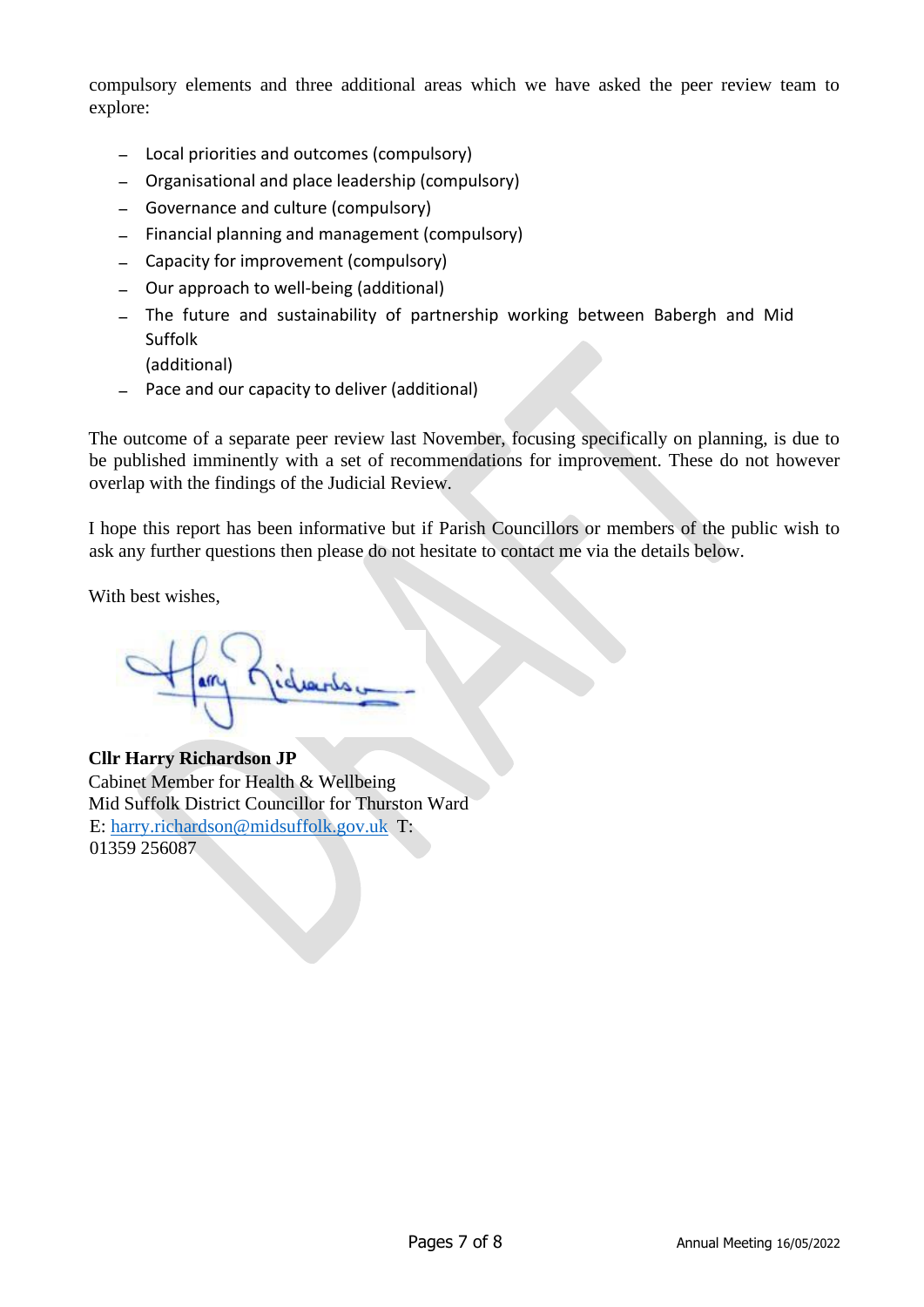compulsory elements and three additional areas which we have asked the peer review team to explore:

- Local priorities and outcomes (compulsory)
- Organisational and place leadership (compulsory)
- Governance and culture (compulsory)
- Financial planning and management (compulsory)
- Capacity for improvement (compulsory)
- Our approach to well-being (additional)
- The future and sustainability of partnership working between Babergh and Mid Suffolk (additional)
- Pace and our capacity to deliver (additional)

The outcome of a separate peer review last November, focusing specifically on planning, is due to be published imminently with a set of recommendations for improvement. These do not however overlap with the findings of the Judicial Review.

I hope this report has been informative but if Parish Councillors or members of the public wish to ask any further questions then please do not hesitate to contact me via the details below.

With best wishes,

**Cllr Harry Richardson JP**
Cabinet Member for Health & Wellbeing
Mid Suffolk District Councillor for Thurston Ward
E: harry.richardson@midsuffolk.gov.uk T: 01359 256087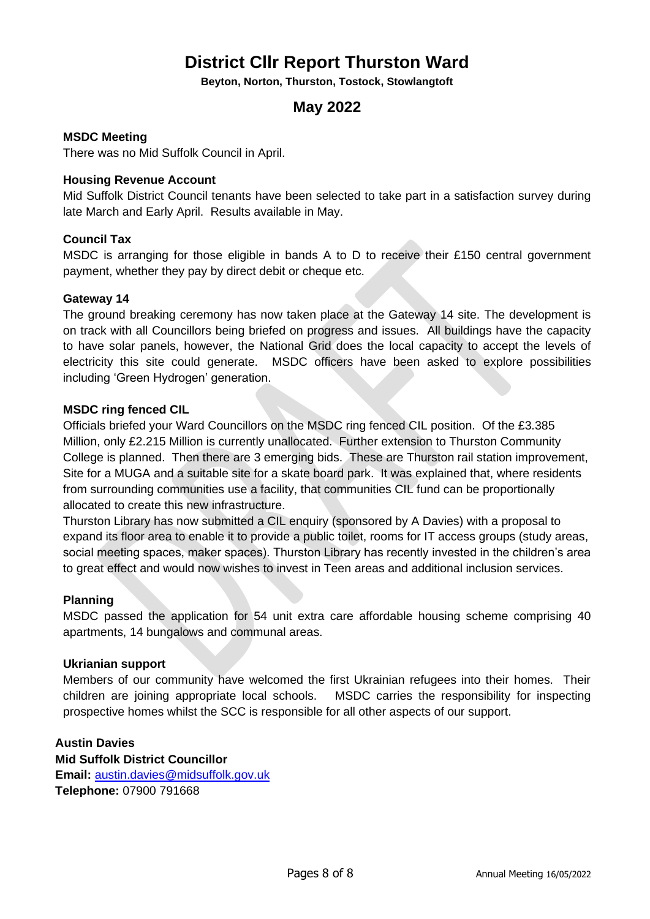# District Cllr Report Thurston Ward

**Beyton, Norton, Thurston, Tostock, Stowlangtoft**

## May 2022

**MSDC Meeting**

There was no Mid Suffolk Council in April.

**Housing Revenue Account**

Mid Suffolk District Council tenants have been selected to take part in a satisfaction survey during late March and Early April. Results available in May.

**Council Tax**

MSDC is arranging for those eligible in bands A to D to receive their £150 central government payment, whether they pay by direct debit or cheque etc.

**Gateway 14**

The ground breaking ceremony has now taken place at the Gateway 14 site. The development is on track with all Councillors being briefed on progress and issues. All buildings have the capacity to have solar panels, however, the National Grid does the local capacity to accept the levels of electricity this site could generate. MSDC officers have been asked to explore possibilities including 'Green Hydrogen' generation.

**MSDC ring fenced CIL**

Officials briefed your Ward Councillors on the MSDC ring fenced CIL position. Of the £3.385 Million, only £2.215 Million is currently unallocated. Further extension to Thurston Community College is planned. Then there are 3 emerging bids. These are Thurston rail station improvement, Site for a MUGA and a suitable site for a skate board park. It was explained that, where residents from surrounding communities use a facility, that communities CIL fund can be proportionally allocated to create this new infrastructure.

Thurston Library has now submitted a CIL enquiry (sponsored by A Davies) with a proposal to expand its floor area to enable it to provide a public toilet, rooms for IT access groups (study areas, social meeting spaces, maker spaces). Thurston Library has recently invested in the children's area to great effect and would now wishes to invest in Teen areas and additional inclusion services.

**Planning**

MSDC passed the application for 54 unit extra care affordable housing scheme comprising 40 apartments, 14 bungalows and communal areas.

**Ukrianian support**

Members of our community have welcomed the first Ukrainian refugees into their homes. Their children are joining appropriate local schools. MSDC carries the responsibility for inspecting prospective homes whilst the SCC is responsible for all other aspects of our support.

**Austin Davies**
**Mid Suffolk District Councillor**
**Email:** austin.davies@midsuffolk.gov.uk
**Telephone:** 07900 791668